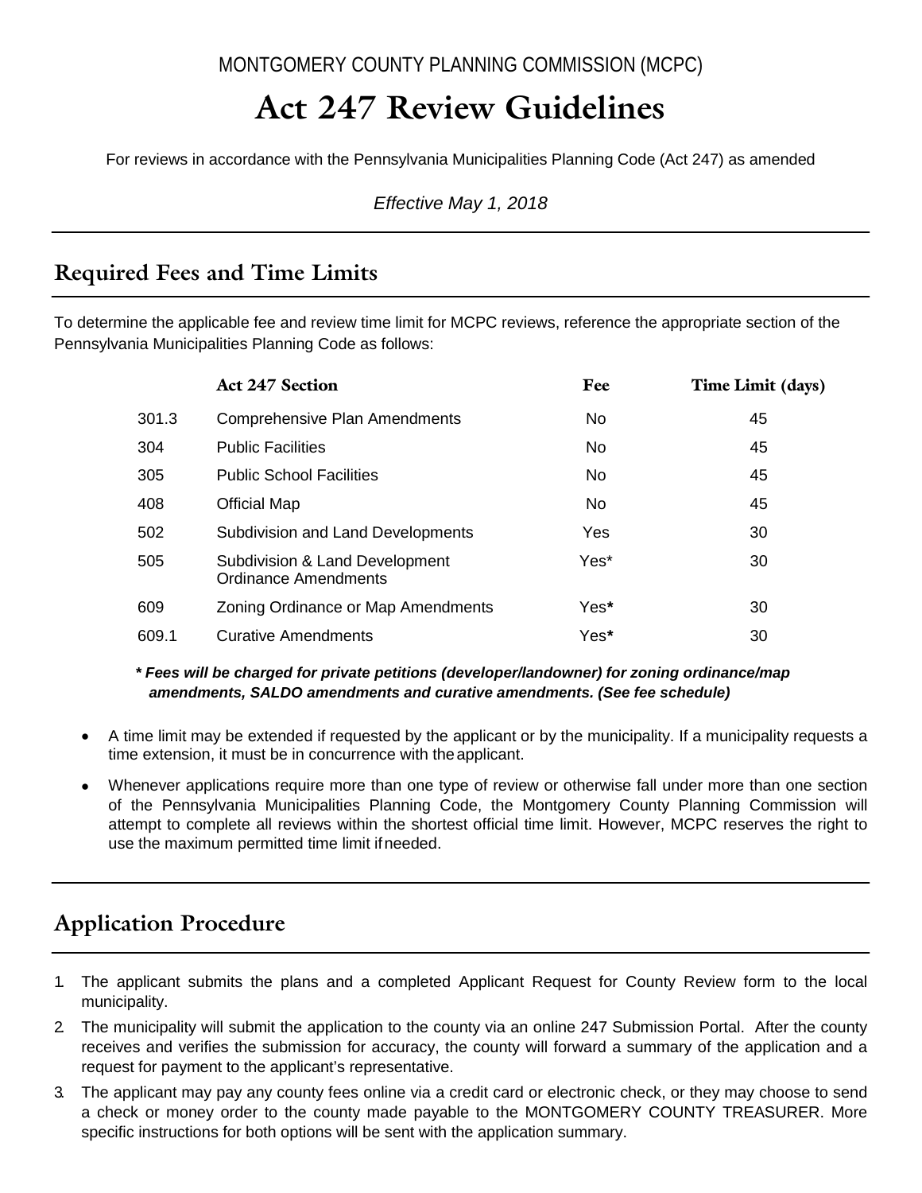MONTGOMERY COUNTY PLANNING COMMISSION (MCPC)

# Act 247 Review Guidelines

For reviews in accordance with the Pennsylvania Municipalities Planning Code (Act 247) as amended

*Effective May 1, 2018*

## Required Fees and Time Limits

To determine the applicable fee and review time limit for MCPC reviews, reference the appropriate section of the Pennsylvania Municipalities Planning Code as follows:

| | Act 247 Section | Fee | Time Limit (days) |
|---|---|---|---|
| 301.3 | Comprehensive Plan Amendments | No | 45 |
| 304 | Public Facilities | No | 45 |
| 305 | Public School Facilities | No | 45 |
| 408 | Official Map | No | 45 |
| 502 | Subdivision and Land Developments | Yes | 30 |
| 505 | Subdivision & Land Development Ordinance Amendments | Yes* | 30 |
| 609 | Zoning Ordinance or Map Amendments | Yes* | 30 |
| 609.1 | Curative Amendments | Yes* | 30 |

***\* Fees will be charged for private petitions (developer/landowner) for zoning ordinance/map amendments, SALDO amendments and curative amendments. (See fee schedule)***

- A time limit may be extended if requested by the applicant or by the municipality. If a municipality requests a time extension, it must be in concurrence with the applicant.
- Whenever applications require more than one type of review or otherwise fall under more than one section of the Pennsylvania Municipalities Planning Code, the Montgomery County Planning Commission will attempt to complete all reviews within the shortest official time limit. However, MCPC reserves the right to use the maximum permitted time limit if needed.

## Application Procedure

1. The applicant submits the plans and a completed Applicant Request for County Review form to the local municipality.
2. The municipality will submit the application to the county via an online 247 Submission Portal. After the county receives and verifies the submission for accuracy, the county will forward a summary of the application and a request for payment to the applicant's representative.
3. The applicant may pay any county fees online via a credit card or electronic check, or they may choose to send a check or money order to the county made payable to the MONTGOMERY COUNTY TREASURER. More specific instructions for both options will be sent with the application summary.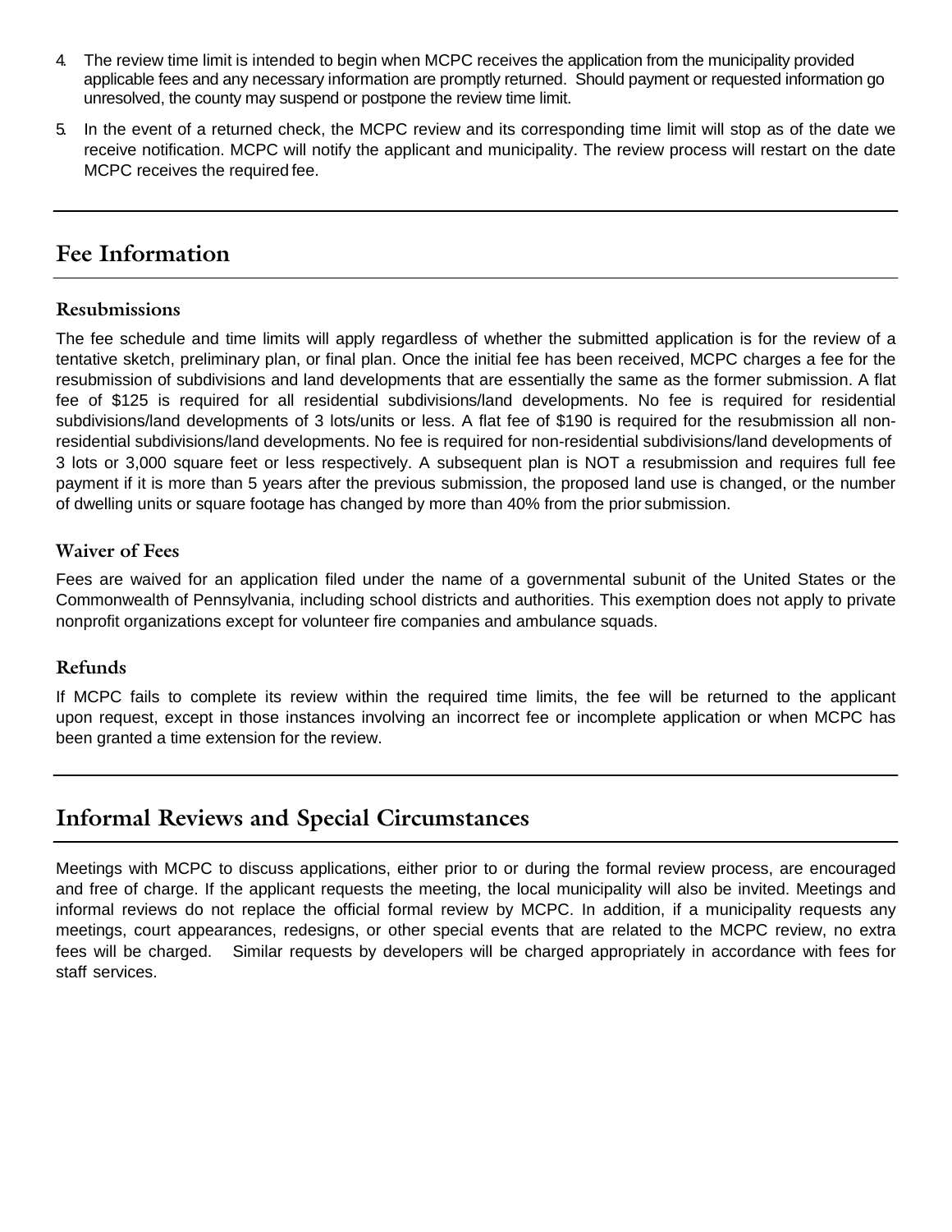4. The review time limit is intended to begin when MCPC receives the application from the municipality provided applicable fees and any necessary information are promptly returned. Should payment or requested information go unresolved, the county may suspend or postpone the review time limit.
5. In the event of a returned check, the MCPC review and its corresponding time limit will stop as of the date we receive notification. MCPC will notify the applicant and municipality. The review process will restart on the date MCPC receives the required fee.

## Fee Information

### Resubmissions

The fee schedule and time limits will apply regardless of whether the submitted application is for the review of a tentative sketch, preliminary plan, or final plan. Once the initial fee has been received, MCPC charges a fee for the resubmission of subdivisions and land developments that are essentially the same as the former submission. A flat fee of $125 is required for all residential subdivisions/land developments. No fee is required for residential subdivisions/land developments of 3 lots/units or less. A flat fee of $190 is required for the resubmission all non-residential subdivisions/land developments. No fee is required for non-residential subdivisions/land developments of 3 lots or 3,000 square feet or less respectively. A subsequent plan is NOT a resubmission and requires full fee payment if it is more than 5 years after the previous submission, the proposed land use is changed, or the number of dwelling units or square footage has changed by more than 40% from the prior submission.

### Waiver of Fees

Fees are waived for an application filed under the name of a governmental subunit of the United States or the Commonwealth of Pennsylvania, including school districts and authorities. This exemption does not apply to private nonprofit organizations except for volunteer fire companies and ambulance squads.

### Refunds

If MCPC fails to complete its review within the required time limits, the fee will be returned to the applicant upon request, except in those instances involving an incorrect fee or incomplete application or when MCPC has been granted a time extension for the review.

## Informal Reviews and Special Circumstances

Meetings with MCPC to discuss applications, either prior to or during the formal review process, are encouraged and free of charge. If the applicant requests the meeting, the local municipality will also be invited. Meetings and informal reviews do not replace the official formal review by MCPC. In addition, if a municipality requests any meetings, court appearances, redesigns, or other special events that are related to the MCPC review, no extra fees will be charged. Similar requests by developers will be charged appropriately in accordance with fees for staff services.